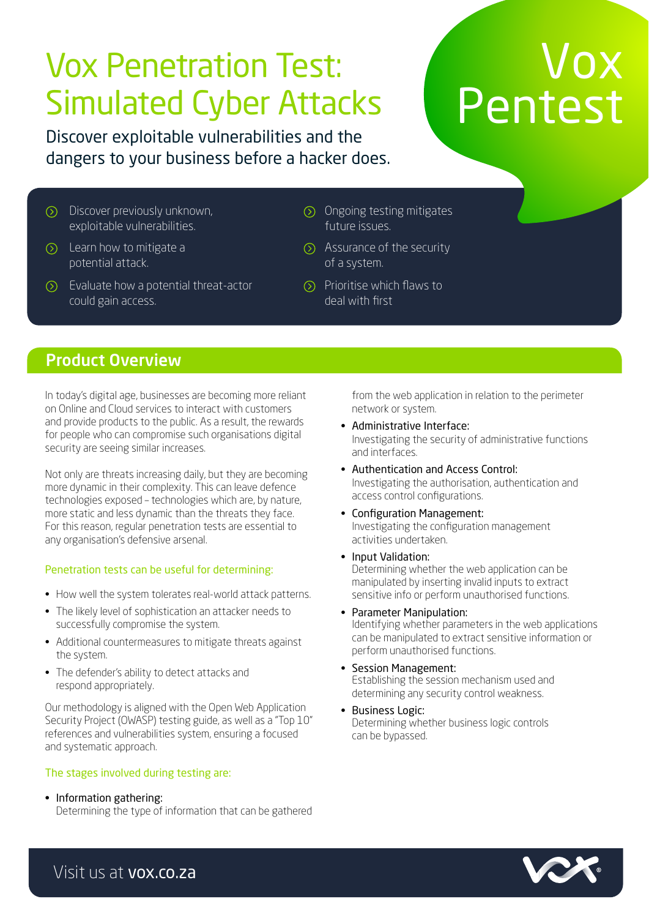# Vox Penetration Test: Simulated Cyber Attacks

Discover exploitable vulnerabilities and the dangers to your business before a hacker does.

Vox Pentest

- Discover previously unknown, exploitable vulnerabilities.
- Learn how to mitigate a potential attack.
- Evaluate how a potential threat-actor could gain access.
- Ongoing testing mitigates future issues.
- Assurance of the security of a system.
- Prioritise which flaws to deal with first

## Product Overview

In today's digital age, businesses are becoming more reliant on Online and Cloud services to interact with customers and provide products to the public. As a result, the rewards for people who can compromise such organisations digital security are seeing similar increases.

Not only are threats increasing daily, but they are becoming more dynamic in their complexity. This can leave defence technologies exposed – technologies which are, by nature, more static and less dynamic than the threats they face. For this reason, regular penetration tests are essential to any organisation's defensive arsenal.

### Penetration tests can be useful for determining:

- How well the system tolerates real-world attack patterns.
- The likely level of sophistication an attacker needs to successfully compromise the system.
- Additional countermeasures to mitigate threats against the system.
- The defender's ability to detect attacks and respond appropriately.

Our methodology is aligned with the Open Web Application Security Project (OWASP) testing guide, as well as a "Top 10" references and vulnerabilities system, ensuring a focused and systematic approach.

### The stages involved during testing are:

- Information gathering:
  Determining the type of information that can be gathered from the web application in relation to the perimeter network or system.
- Administrative Interface:
  Investigating the security of administrative functions and interfaces.
- Authentication and Access Control:
  Investigating the authorisation, authentication and access control configurations.
- Configuration Management:
  Investigating the configuration management activities undertaken.
- Input Validation:
  Determining whether the web application can be manipulated by inserting invalid inputs to extract sensitive info or perform unauthorised functions.
- Parameter Manipulation:
  Identifying whether parameters in the web applications can be manipulated to extract sensitive information or perform unauthorised functions.
- Session Management:
  Establishing the session mechanism used and determining any security control weakness.
- Business Logic:
  Determining whether business logic controls can be bypassed.

Visit us at **vox.co.za**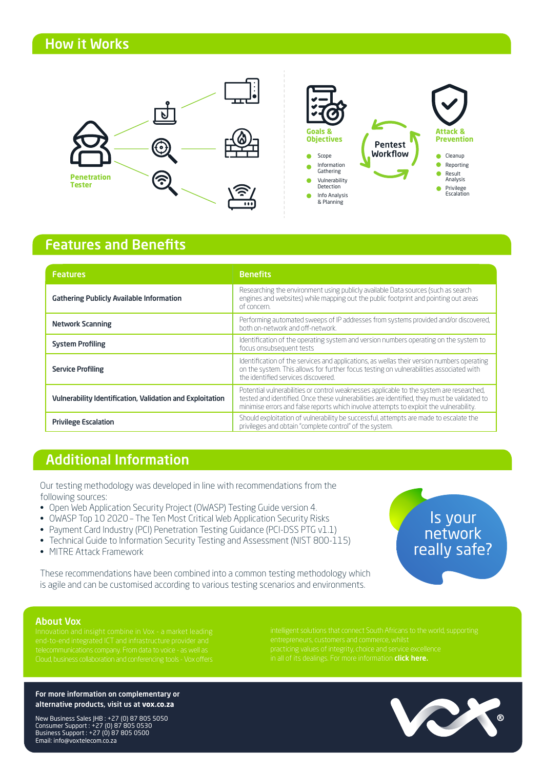## How it Works

Penetration Tester

Goals & Objectives

- Scope
- Information Gathering
- Vulnerability Detection
- Info Analysis & Planning

Pentest Workflow

Attack & Prevention

- Cleanup
- Reporting
- Result Analysis
- Privilege Escalation

## Features and Benefits

| Features | Benefits |
|---|---|
| **Gathering Publicly Available Information** | Researching the environment using publicly available Data sources (such as search engines and websites) while mapping out the public footprint and pointing out areas of concern. |
| **Network Scanning** | Performing automated sweeps of IP addresses from systems provided and/or discovered, both on-network and off-network. |
| **System Profiling** | Identification of the operating system and version numbers operating on the system to focus onsubsequent tests |
| **Service Profiling** | Identification of the services and applications, as wellas their version numbers operating on the system. This allows for further focus testing on vulnerabilities associated with the identified services discovered. |
| **Vulnerability Identification, Validation and Exploitation** | Potential vulnerabilities or control weaknesses applicable to the system are researched, tested and identified. Once these vulnerabilities are identified, they must be validated to minimise errors and false reports which involve attempts to exploit the vulnerability. |
| **Privilege Escalation** | Should exploitation of vulnerability be successful, attempts are made to escalate the privileges and obtain "complete control" of the system. |

## Additional Information

Our testing methodology was developed in line with recommendations from the following sources:

- Open Web Application Security Project (OWASP) Testing Guide version 4.
- OWASP Top 10 2020 – The Ten Most Critical Web Application Security Risks
- Payment Card Industry (PCI) Penetration Testing Guidance (PCI-DSS PTG v1.1)
- Technical Guide to Information Security Testing and Assessment (NIST 800-115)
- MITRE Attack Framework

These recommendations have been combined into a common testing methodology which is agile and can be customised according to various testing scenarios and environments.

Is your network really safe?

### About Vox

Innovation and insight combine in Vox - a market leading end-to-end integrated ICT and infrastructure provider and telecommunications company. From data to voice - as well as Cloud, business collaboration and conferencing tools - Vox offers intelligent solutions that connect South Africans to the world, supporting entrepreneurs, customers and commerce, whilst practicing values of integrity, choice and service excellence in all of its dealings. For more information **click here.**

**For more information on complementary or alternative products, visit us at vox.co.za**

New Business Sales JHB : +27 (0) 87 805 5050
Consumer Support : +27 (0) 87 805 0530
Business Support : +27 (0) 87 805 0500
Email: info@voxtelecom.co.za